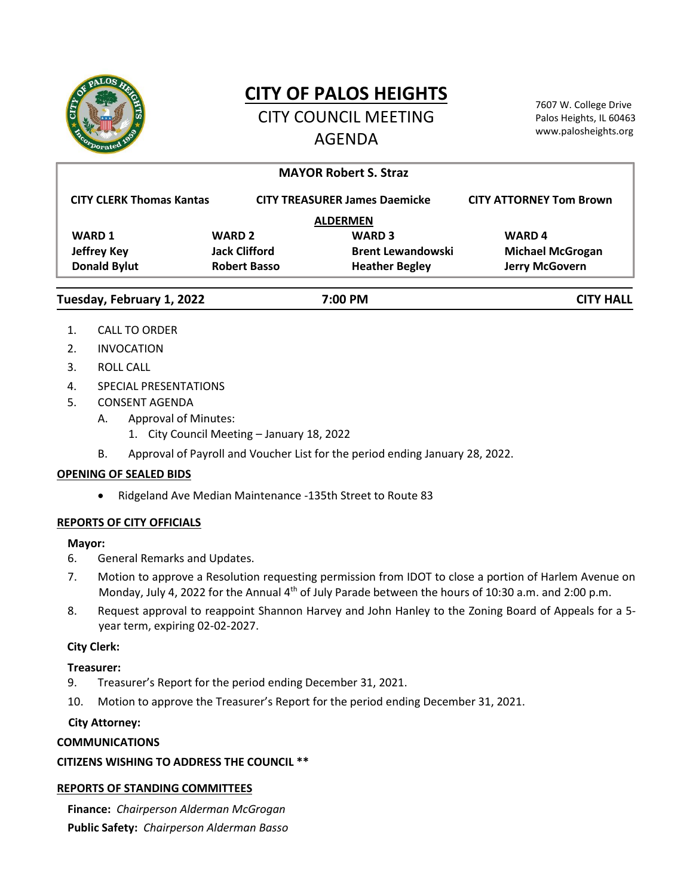# CITY OF PALOS HEIGHTS

## CITY COUNCIL MEETING AGENDA

7607 W. College Drive
Palos Heights, IL 60463
www.palosheights.org

**MAYOR Robert S. Straz**

**CITY CLERK Thomas Kantas** | **CITY TREASURER James Daemicke** | **CITY ATTORNEY Tom Brown**

**ALDERMEN**

| WARD 1 | WARD 2 | WARD 3 | WARD 4 |
|---|---|---|---|
| **Jeffrey Key** | **Jack Clifford** | **Brent Lewandowski** | **Michael McGrogan** |
| **Donald Bylut** | **Robert Basso** | **Heather Begley** | **Jerry McGovern** |

**Tuesday, February 1, 2022** | **7:00 PM** | **CITY HALL**

1. CALL TO ORDER
2. INVOCATION
3. ROLL CALL
4. SPECIAL PRESENTATIONS
5. CONSENT AGENDA
   - A. Approval of Minutes:
     1. City Council Meeting – January 18, 2022
   - B. Approval of Payroll and Voucher List for the period ending January 28, 2022.

**OPENING OF SEALED BIDS**

- Ridgeland Ave Median Maintenance -135th Street to Route 83

**REPORTS OF CITY OFFICIALS**

**Mayor:**

6. General Remarks and Updates.
7. Motion to approve a Resolution requesting permission from IDOT to close a portion of Harlem Avenue on Monday, July 4, 2022 for the Annual 4th of July Parade between the hours of 10:30 a.m. and 2:00 p.m.
8. Request approval to reappoint Shannon Harvey and John Hanley to the Zoning Board of Appeals for a 5-year term, expiring 02-02-2027.

**City Clerk:**

**Treasurer:**

9. Treasurer's Report for the period ending December 31, 2021.
10. Motion to approve the Treasurer's Report for the period ending December 31, 2021.

**City Attorney:**

**COMMUNICATIONS**

**CITIZENS WISHING TO ADDRESS THE COUNCIL \*\***

**REPORTS OF STANDING COMMITTEES**

**Finance:** *Chairperson Alderman McGrogan*

**Public Safety:** *Chairperson Alderman Basso*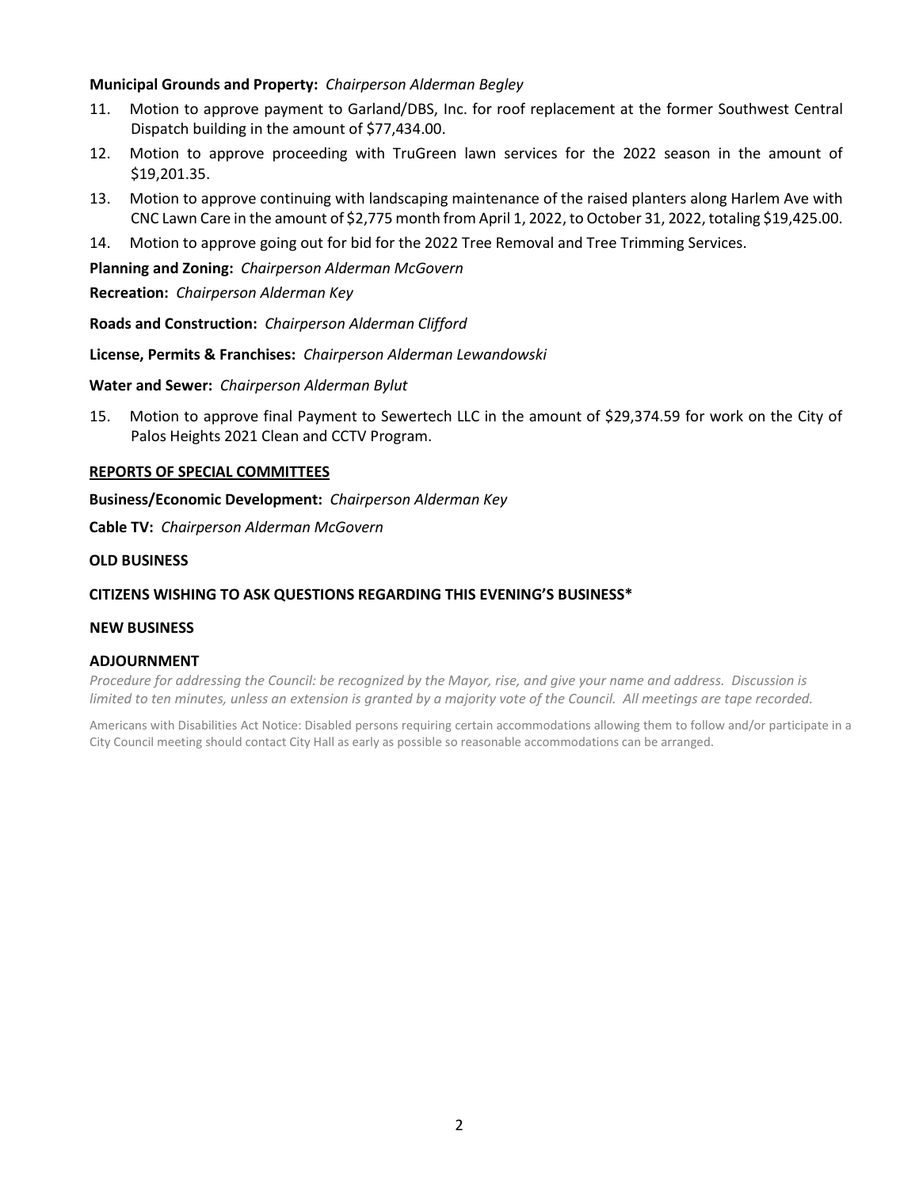**Municipal Grounds and Property:** *Chairperson Alderman Begley*

11. Motion to approve payment to Garland/DBS, Inc. for roof replacement at the former Southwest Central Dispatch building in the amount of $77,434.00.
12. Motion to approve proceeding with TruGreen lawn services for the 2022 season in the amount of $19,201.35.
13. Motion to approve continuing with landscaping maintenance of the raised planters along Harlem Ave with CNC Lawn Care in the amount of $2,775 month from April 1, 2022, to October 31, 2022, totaling $19,425.00.
14. Motion to approve going out for bid for the 2022 Tree Removal and Tree Trimming Services.

**Planning and Zoning:** *Chairperson Alderman McGovern*

**Recreation:** *Chairperson Alderman Key*

**Roads and Construction:** *Chairperson Alderman Clifford*

**License, Permits & Franchises:** *Chairperson Alderman Lewandowski*

**Water and Sewer:** *Chairperson Alderman Bylut*

15. Motion to approve final Payment to Sewertech LLC in the amount of $29,374.59 for work on the City of Palos Heights 2021 Clean and CCTV Program.

**REPORTS OF SPECIAL COMMITTEES**

**Business/Economic Development:** *Chairperson Alderman Key*

**Cable TV:** *Chairperson Alderman McGovern*

**OLD BUSINESS**

**CITIZENS WISHING TO ASK QUESTIONS REGARDING THIS EVENING'S BUSINESS***

**NEW BUSINESS**

**ADJOURNMENT**

*Procedure for addressing the Council: be recognized by the Mayor, rise, and give your name and address. Discussion is limited to ten minutes, unless an extension is granted by a majority vote of the Council. All meetings are tape recorded.*

Americans with Disabilities Act Notice: Disabled persons requiring certain accommodations allowing them to follow and/or participate in a City Council meeting should contact City Hall as early as possible so reasonable accommodations can be arranged.